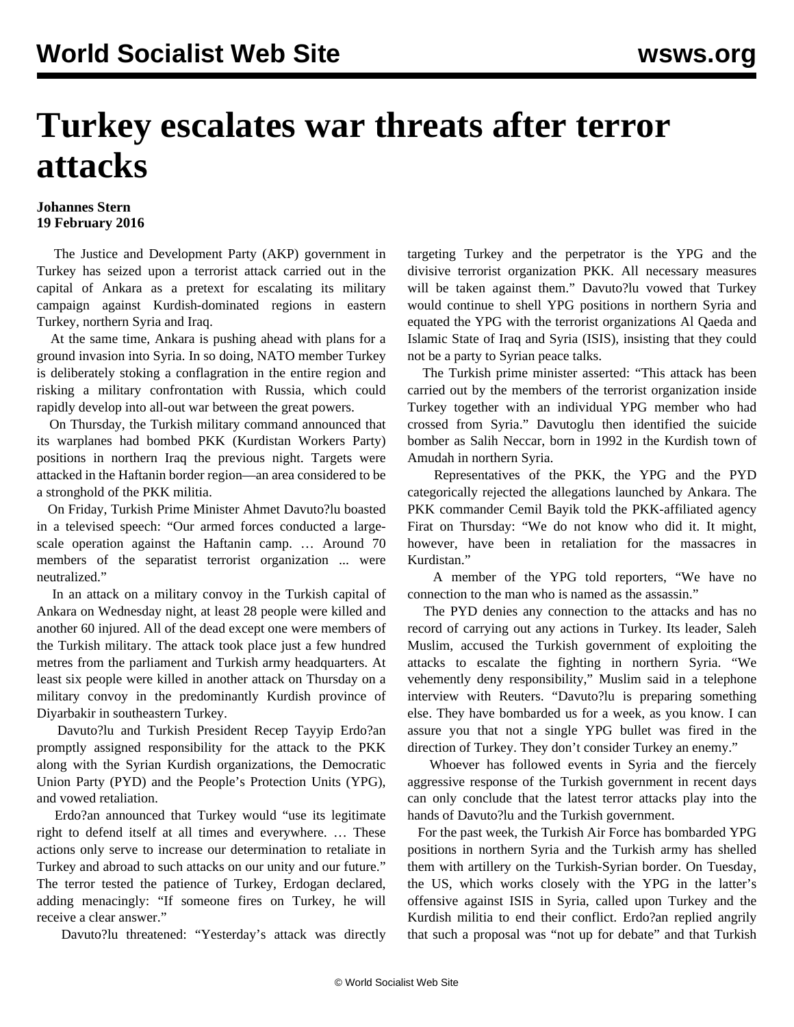# Turkey escalates war threats after terror attacks

**Johannes Stern**
**19 February 2016**

The Justice and Development Party (AKP) government in Turkey has seized upon a terrorist attack carried out in the capital of Ankara as a pretext for escalating its military campaign against Kurdish-dominated regions in eastern Turkey, northern Syria and Iraq.

At the same time, Ankara is pushing ahead with plans for a ground invasion into Syria. In so doing, NATO member Turkey is deliberately stoking a conflagration in the entire region and risking a military confrontation with Russia, which could rapidly develop into all-out war between the great powers.

On Thursday, the Turkish military command announced that its warplanes had bombed PKK (Kurdistan Workers Party) positions in northern Iraq the previous night. Targets were attacked in the Haftanin border region—an area considered to be a stronghold of the PKK militia.

On Friday, Turkish Prime Minister Ahmet Davuto?lu boasted in a televised speech: "Our armed forces conducted a large-scale operation against the Haftanin camp. … Around 70 members of the separatist terrorist organization ... were neutralized."

In an attack on a military convoy in the Turkish capital of Ankara on Wednesday night, at least 28 people were killed and another 60 injured. All of the dead except one were members of the Turkish military. The attack took place just a few hundred metres from the parliament and Turkish army headquarters. At least six people were killed in another attack on Thursday on a military convoy in the predominantly Kurdish province of Diyarbakir in southeastern Turkey.

Davuto?lu and Turkish President Recep Tayyip Erdo?an promptly assigned responsibility for the attack to the PKK along with the Syrian Kurdish organizations, the Democratic Union Party (PYD) and the People's Protection Units (YPG), and vowed retaliation.

Erdo?an announced that Turkey would "use its legitimate right to defend itself at all times and everywhere. … These actions only serve to increase our determination to retaliate in Turkey and abroad to such attacks on our unity and our future." The terror tested the patience of Turkey, Erdogan declared, adding menacingly: "If someone fires on Turkey, he will receive a clear answer."

Davuto?lu threatened: "Yesterday's attack was directly targeting Turkey and the perpetrator is the YPG and the divisive terrorist organization PKK. All necessary measures will be taken against them." Davuto?lu vowed that Turkey would continue to shell YPG positions in northern Syria and equated the YPG with the terrorist organizations Al Qaeda and Islamic State of Iraq and Syria (ISIS), insisting that they could not be a party to Syrian peace talks.

The Turkish prime minister asserted: "This attack has been carried out by the members of the terrorist organization inside Turkey together with an individual YPG member who had crossed from Syria." Davutoglu then identified the suicide bomber as Salih Neccar, born in 1992 in the Kurdish town of Amudah in northern Syria.

Representatives of the PKK, the YPG and the PYD categorically rejected the allegations launched by Ankara. The PKK commander Cemil Bayik told the PKK-affiliated agency Firat on Thursday: "We do not know who did it. It might, however, have been in retaliation for the massacres in Kurdistan."

A member of the YPG told reporters, "We have no connection to the man who is named as the assassin."

The PYD denies any connection to the attacks and has no record of carrying out any actions in Turkey. Its leader, Saleh Muslim, accused the Turkish government of exploiting the attacks to escalate the fighting in northern Syria. "We vehemently deny responsibility," Muslim said in a telephone interview with Reuters. "Davuto?lu is preparing something else. They have bombarded us for a week, as you know. I can assure you that not a single YPG bullet was fired in the direction of Turkey. They don't consider Turkey an enemy."

Whoever has followed events in Syria and the fiercely aggressive response of the Turkish government in recent days can only conclude that the latest terror attacks play into the hands of Davuto?lu and the Turkish government.

For the past week, the Turkish Air Force has bombarded YPG positions in northern Syria and the Turkish army has shelled them with artillery on the Turkish-Syrian border. On Tuesday, the US, which works closely with the YPG in the latter's offensive against ISIS in Syria, called upon Turkey and the Kurdish militia to end their conflict. Erdo?an replied angrily that such a proposal was "not up for debate" and that Turkish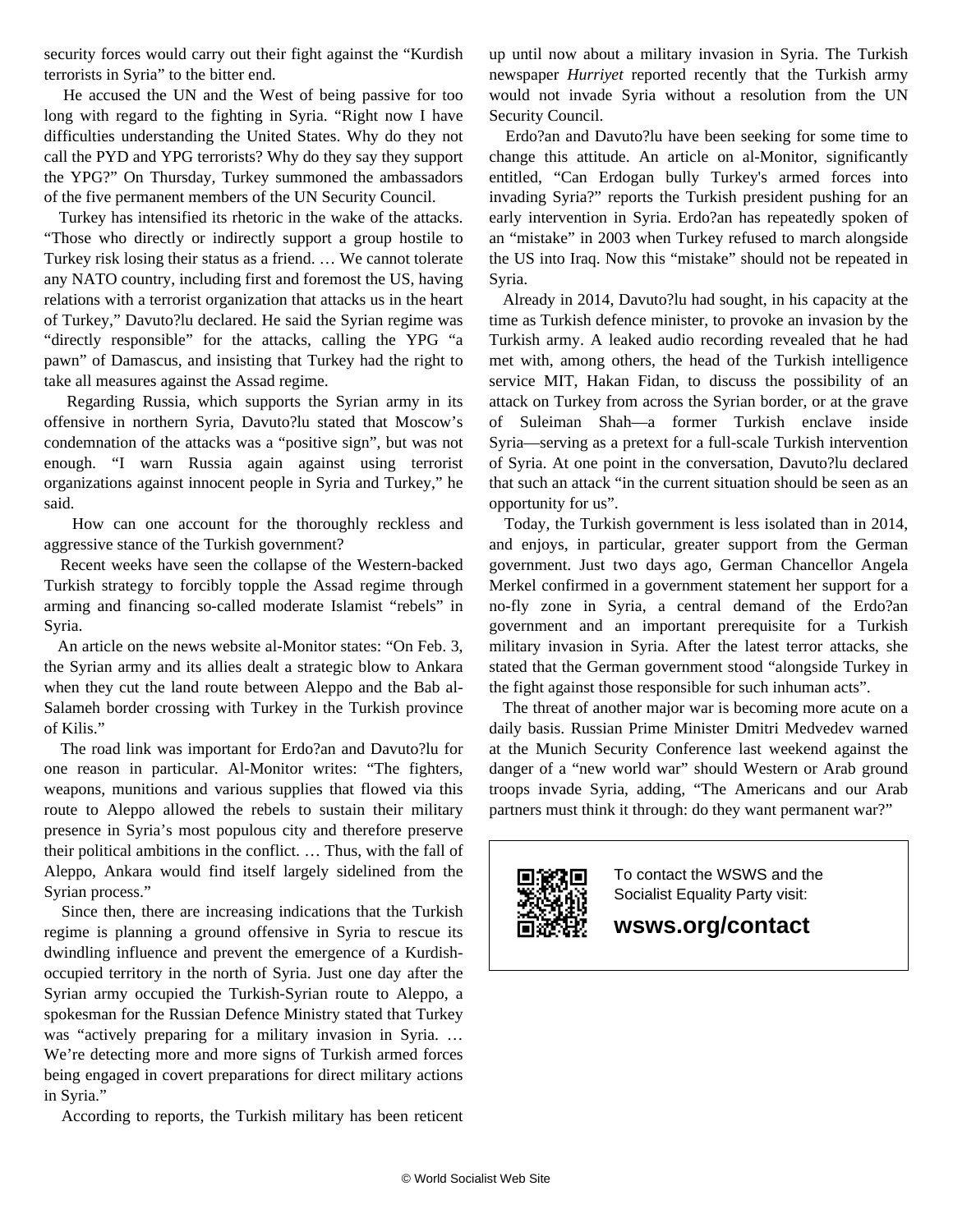security forces would carry out their fight against the "Kurdish terrorists in Syria" to the bitter end.

He accused the UN and the West of being passive for too long with regard to the fighting in Syria. "Right now I have difficulties understanding the United States. Why do they not call the PYD and YPG terrorists? Why do they say they support the YPG?" On Thursday, Turkey summoned the ambassadors of the five permanent members of the UN Security Council.

Turkey has intensified its rhetoric in the wake of the attacks. "Those who directly or indirectly support a group hostile to Turkey risk losing their status as a friend. … We cannot tolerate any NATO country, including first and foremost the US, having relations with a terrorist organization that attacks us in the heart of Turkey," Davuto?lu declared. He said the Syrian regime was "directly responsible" for the attacks, calling the YPG "a pawn" of Damascus, and insisting that Turkey had the right to take all measures against the Assad regime.

Regarding Russia, which supports the Syrian army in its offensive in northern Syria, Davuto?lu stated that Moscow's condemnation of the attacks was a "positive sign", but was not enough. "I warn Russia again against using terrorist organizations against innocent people in Syria and Turkey," he said.

How can one account for the thoroughly reckless and aggressive stance of the Turkish government?

Recent weeks have seen the collapse of the Western-backed Turkish strategy to forcibly topple the Assad regime through arming and financing so-called moderate Islamist "rebels" in Syria.

An article on the news website al-Monitor states: "On Feb. 3, the Syrian army and its allies dealt a strategic blow to Ankara when they cut the land route between Aleppo and the Bab al-Salameh border crossing with Turkey in the Turkish province of Kilis."

The road link was important for Erdo?an and Davuto?lu for one reason in particular. Al-Monitor writes: "The fighters, weapons, munitions and various supplies that flowed via this route to Aleppo allowed the rebels to sustain their military presence in Syria's most populous city and therefore preserve their political ambitions in the conflict. … Thus, with the fall of Aleppo, Ankara would find itself largely sidelined from the Syrian process."

Since then, there are increasing indications that the Turkish regime is planning a ground offensive in Syria to rescue its dwindling influence and prevent the emergence of a Kurdish-occupied territory in the north of Syria. Just one day after the Syrian army occupied the Turkish-Syrian route to Aleppo, a spokesman for the Russian Defence Ministry stated that Turkey was "actively preparing for a military invasion in Syria. … We're detecting more and more signs of Turkish armed forces being engaged in covert preparations for direct military actions in Syria."

According to reports, the Turkish military has been reticent up until now about a military invasion in Syria. The Turkish newspaper *Hurriyet* reported recently that the Turkish army would not invade Syria without a resolution from the UN Security Council.

Erdo?an and Davuto?lu have been seeking for some time to change this attitude. An article on al-Monitor, significantly entitled, "Can Erdogan bully Turkey's armed forces into invading Syria?" reports the Turkish president pushing for an early intervention in Syria. Erdo?an has repeatedly spoken of an "mistake" in 2003 when Turkey refused to march alongside the US into Iraq. Now this "mistake" should not be repeated in Syria.

Already in 2014, Davuto?lu had sought, in his capacity at the time as Turkish defence minister, to provoke an invasion by the Turkish army. A leaked audio recording revealed that he had met with, among others, the head of the Turkish intelligence service MIT, Hakan Fidan, to discuss the possibility of an attack on Turkey from across the Syrian border, or at the grave of Suleiman Shah—a former Turkish enclave inside Syria—serving as a pretext for a full-scale Turkish intervention of Syria. At one point in the conversation, Davuto?lu declared that such an attack "in the current situation should be seen as an opportunity for us".

Today, the Turkish government is less isolated than in 2014, and enjoys, in particular, greater support from the German government. Just two days ago, German Chancellor Angela Merkel confirmed in a government statement her support for a no-fly zone in Syria, a central demand of the Erdo?an government and an important prerequisite for a Turkish military invasion in Syria. After the latest terror attacks, she stated that the German government stood "alongside Turkey in the fight against those responsible for such inhuman acts".

The threat of another major war is becoming more acute on a daily basis. Russian Prime Minister Dmitri Medvedev warned at the Munich Security Conference last weekend against the danger of a "new world war" should Western or Arab ground troops invade Syria, adding, "The Americans and our Arab partners must think it through: do they want permanent war?"

To contact the WSWS and the Socialist Equality Party visit:

**wsws.org/contact**